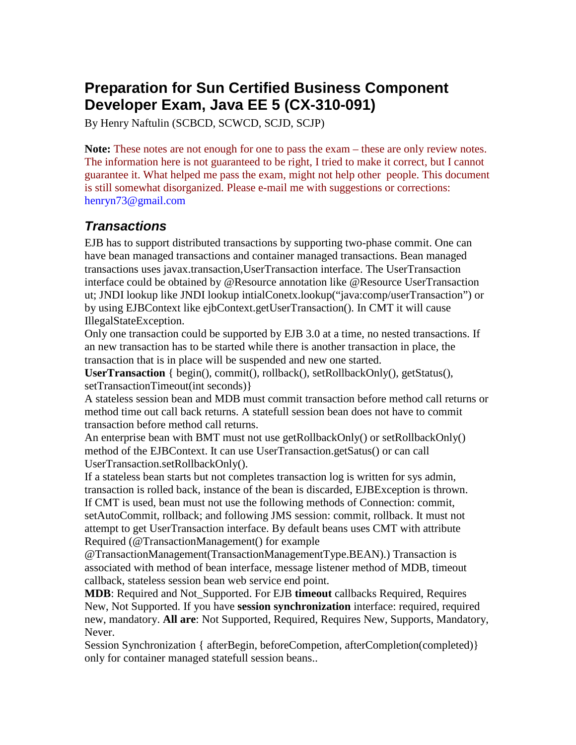# Preparation for Sun Certified Business Component Developer Exam, Java EE 5 (CX-310-091)

By Henry Naftulin (SCBCD, SCWCD, SCJD, SCJP)

**Note:** These notes are not enough for one to pass the exam – these are only review notes. The information here is not guaranteed to be right, I tried to make it correct, but I cannot guarantee it. What helped me pass the exam, might not help other people. This document is still somewhat disorganized. Please e-mail me with suggestions or corrections: henryn73@gmail.com

## *Transactions*

EJB has to support distributed transactions by supporting two-phase commit. One can have bean managed transactions and container managed transactions. Bean managed transactions uses javax.transaction,UserTransaction interface. The UserTransaction interface could be obtained by @Resource annotation like @Resource UserTransaction ut; JNDI lookup like JNDI lookup intialConetx.lookup("java:comp/userTransaction") or by using EJBContext like ejbContext.getUserTransaction(). In CMT it will cause IllegalStateException.

Only one transaction could be supported by EJB 3.0 at a time, no nested transactions. If an new transaction has to be started while there is another transaction in place, the transaction that is in place will be suspended and new one started.

**UserTransaction** { begin(), commit(), rollback(), setRollbackOnly(), getStatus(), setTransactionTimeout(int seconds)}

A stateless session bean and MDB must commit transaction before method call returns or method time out call back returns. A statefull session bean does not have to commit transaction before method call returns.

An enterprise bean with BMT must not use getRollbackOnly() or setRollbackOnly() method of the EJBContext. It can use UserTransaction.getSatus() or can call UserTransaction.setRollbackOnly().

If a stateless bean starts but not completes transaction log is written for sys admin, transaction is rolled back, instance of the bean is discarded, EJBException is thrown.

If CMT is used, bean must not use the following methods of Connection: commit, setAutoCommit, rollback; and following JMS session: commit, rollback. It must not attempt to get UserTransaction interface. By default beans uses CMT with attribute Required (@TransactionManagement() for example @TransactionManagement(TransactionManagementType.BEAN).) Transaction is associated with method of bean interface, message listener method of MDB, timeout callback, stateless session bean web service end point.

**MDB**: Required and Not_Supported. For EJB **timeout** callbacks Required, Requires New, Not Supported. If you have **session synchronization** interface: required, required new, mandatory. **All are**: Not Supported, Required, Requires New, Supports, Mandatory, Never.

Session Synchronization { afterBegin, beforeCompetion, afterCompletion(completed)} only for container managed statefull session beans..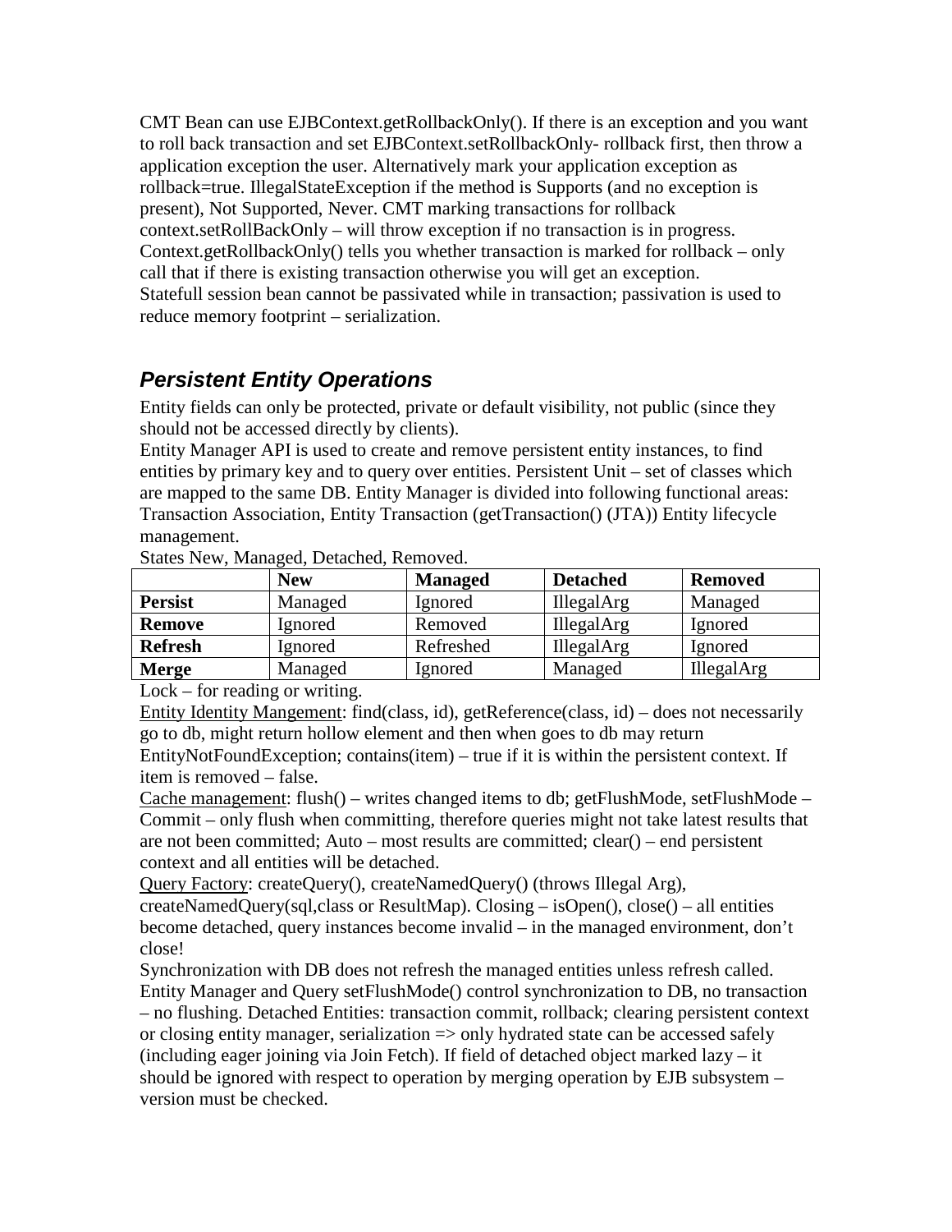CMT Bean can use EJBContext.getRollbackOnly(). If there is an exception and you want to roll back transaction and set EJBContext.setRollbackOnly- rollback first, then throw a application exception the user. Alternatively mark your application exception as rollback=true. IllegalStateException if the method is Supports (and no exception is present), Not Supported, Never. CMT marking transactions for rollback context.setRollBackOnly – will throw exception if no transaction is in progress. Context.getRollbackOnly() tells you whether transaction is marked for rollback – only call that if there is existing transaction otherwise you will get an exception.
Statefull session bean cannot be passivated while in transaction; passivation is used to reduce memory footprint – serialization.

## *Persistent Entity Operations*

Entity fields can only be protected, private or default visibility, not public (since they should not be accessed directly by clients).
Entity Manager API is used to create and remove persistent entity instances, to find entities by primary key and to query over entities. Persistent Unit – set of classes which are mapped to the same DB. Entity Manager is divided into following functional areas: Transaction Association, Entity Transaction (getTransaction() (JTA)) Entity lifecycle management.
States New, Managed, Detached, Removed.

| | **New** | **Managed** | **Detached** | **Removed** |
|---|---|---|---|---|
| **Persist** | Managed | Ignored | IllegalArg | Managed |
| **Remove** | Ignored | Removed | IllegalArg | Ignored |
| **Refresh** | Ignored | Refreshed | IllegalArg | Ignored |
| **Merge** | Managed | Ignored | Managed | IllegalArg |

Lock – for reading or writing.
Entity Identity Mangement: find(class, id), getReference(class, id) – does not necessarily go to db, might return hollow element and then when goes to db may return EntityNotFoundException; contains(item) – true if it is within the persistent context. If item is removed – false.
Cache management: flush() – writes changed items to db; getFlushMode, setFlushMode – Commit – only flush when committing, therefore queries might not take latest results that are not been committed; Auto – most results are committed; clear() – end persistent context and all entities will be detached.
Query Factory: createQuery(), createNamedQuery() (throws Illegal Arg), createNamedQuery(sql,class or ResultMap). Closing – isOpen(), close() – all entities become detached, query instances become invalid – in the managed environment, don't close!
Synchronization with DB does not refresh the managed entities unless refresh called. Entity Manager and Query setFlushMode() control synchronization to DB, no transaction – no flushing. Detached Entities: transaction commit, rollback; clearing persistent context or closing entity manager, serialization => only hydrated state can be accessed safely (including eager joining via Join Fetch). If field of detached object marked lazy – it should be ignored with respect to operation by merging operation by EJB subsystem – version must be checked.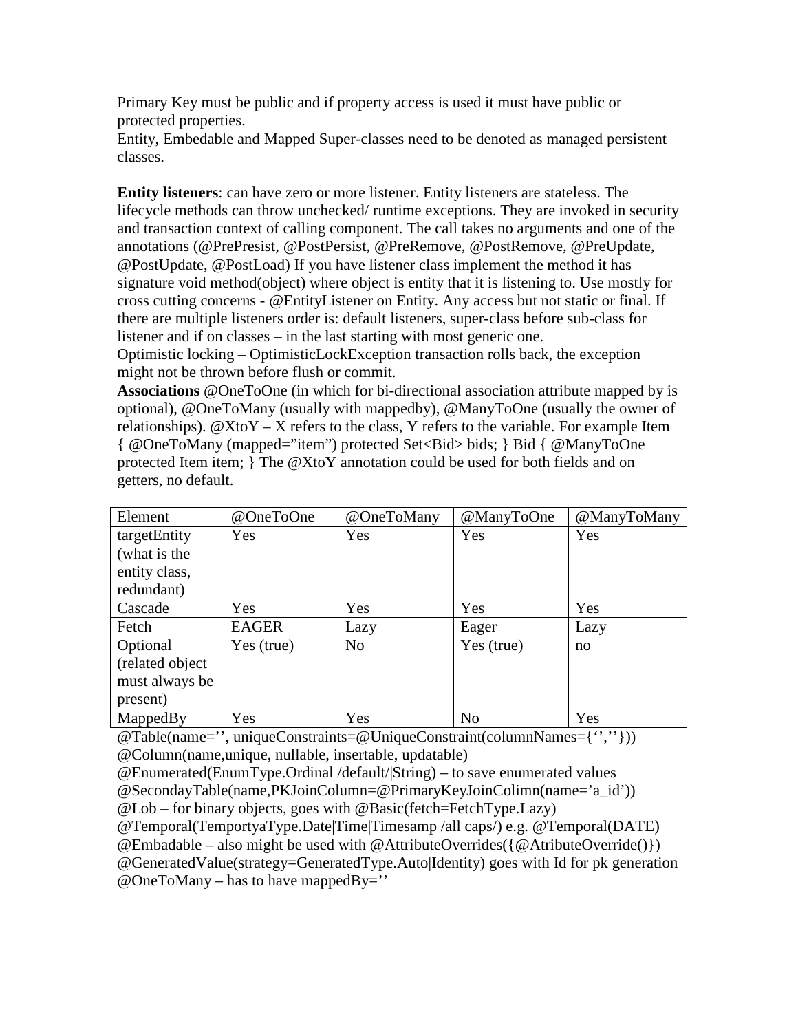Primary Key must be public and if property access is used it must have public or protected properties.
Entity, Embedable and Mapped Super-classes need to be denoted as managed persistent classes.

**Entity listeners**: can have zero or more listener. Entity listeners are stateless. The lifecycle methods can throw unchecked/ runtime exceptions. They are invoked in security and transaction context of calling component. The call takes no arguments and one of the annotations (@PrePresist, @PostPersist, @PreRemove, @PostRemove, @PreUpdate, @PostUpdate, @PostLoad) If you have listener class implement the method it has signature void method(object) where object is entity that it is listening to. Use mostly for cross cutting concerns - @EntityListener on Entity. Any access but not static or final. If there are multiple listeners order is: default listeners, super-class before sub-class for listener and if on classes – in the last starting with most generic one.
Optimistic locking – OptimisticLockException transaction rolls back, the exception might not be thrown before flush or commit.
**Associations** @OneToOne (in which for bi-directional association attribute mapped by is optional), @OneToMany (usually with mappedby), @ManyToOne (usually the owner of relationships). @XtoY – X refers to the class, Y refers to the variable. For example Item { @OneToMany (mapped="item") protected Set<Bid> bids; } Bid { @ManyToOne protected Item item; } The @XtoY annotation could be used for both fields and on getters, no default.

| Element | @OneToOne | @OneToMany | @ManyToOne | @ManyToMany |
|---|---|---|---|---|
| targetEntity (what is the entity class, redundant) | Yes | Yes | Yes | Yes |
| Cascade | Yes | Yes | Yes | Yes |
| Fetch | EAGER | Lazy | Eager | Lazy |
| Optional (related object must always be present) | Yes (true) | No | Yes (true) | no |
| MappedBy | Yes | Yes | No | Yes |

@Table(name='', uniqueConstraints=@UniqueConstraint(columnNames={'',''}))
@Column(name,unique, nullable, insertable, updatable)
@Enumerated(EnumType.Ordinal /default/|String) – to save enumerated values
@SecondayTable(name,PKJoinColumn=@PrimaryKeyJoinColimn(name='a_id'))
@Lob – for binary objects, goes with @Basic(fetch=FetchType.Lazy)
@Temporal(TemportyaType.Date|Time|Timesamp /all caps/) e.g. @Temporal(DATE)
@Embadable – also might be used with @AttributeOverrides({@AtributeOverride()})
@GeneratedValue(strategy=GeneratedType.Auto|Identity) goes with Id for pk generation
@OneToMany – has to have mappedBy=''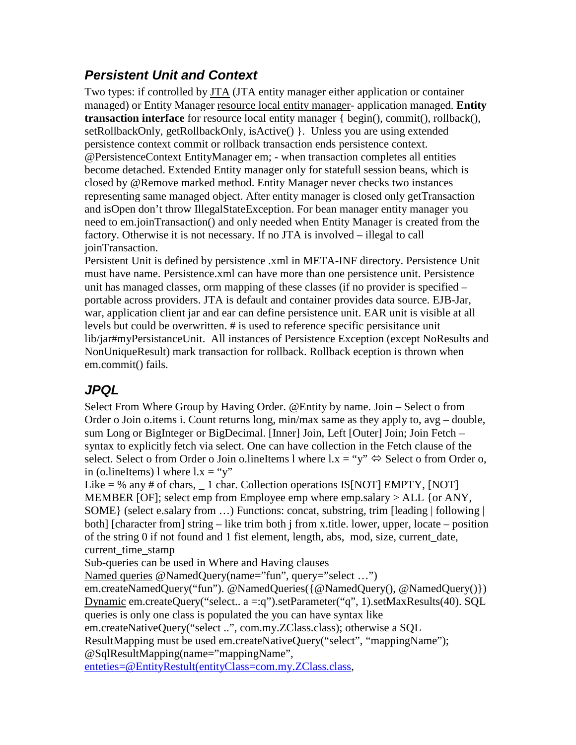## *Persistent Unit and Context*

Two types: if controlled by JTA (JTA entity manager either application or container managed) or Entity Manager resource local entity manager- application managed. **Entity transaction interface** for resource local entity manager { begin(), commit(), rollback(), setRollbackOnly, getRollbackOnly, isActive() }. Unless you are using extended persistence context commit or rollback transaction ends persistence context. @PersistenceContext EntityManager em; - when transaction completes all entities become detached. Extended Entity manager only for statefull session beans, which is closed by @Remove marked method. Entity Manager never checks two instances representing same managed object. After entity manager is closed only getTransaction and isOpen don't throw IllegalStateException. For bean manager entity manager you need to em.joinTransaction() and only needed when Entity Manager is created from the factory. Otherwise it is not necessary. If no JTA is involved – illegal to call joinTransaction.

Persistent Unit is defined by persistence .xml in META-INF directory. Persistence Unit must have name. Persistence.xml can have more than one persistence unit. Persistence unit has managed classes, orm mapping of these classes (if no provider is specified – portable across providers. JTA is default and container provides data source. EJB-Jar, war, application client jar and ear can define persistence unit. EAR unit is visible at all levels but could be overwritten. # is used to reference specific persisitance unit lib/jar#myPersistanceUnit. All instances of Persistence Exception (except NoResults and NonUniqueResult) mark transaction for rollback. Rollback eception is thrown when em.commit() fails.

## *JPQL*

Select From Where Group by Having Order. @Entity by name. Join – Select o from Order o Join o.items i. Count returns long, min/max same as they apply to, avg – double, sum Long or BigInteger or BigDecimal. [Inner] Join, Left [Outer] Join; Join Fetch – syntax to explicitly fetch via select. One can have collection in the Fetch clause of the select. Select o from Order o Join o.lineItems l where l.x = "y" ⇔ Select o from Order o, in (o.lineItems) l where l.x = "y"

Like = % any # of chars, _ 1 char. Collection operations IS[NOT] EMPTY, [NOT] MEMBER [OF]; select emp from Employee emp where emp.salary > ALL {or ANY, SOME} (select e.salary from …) Functions: concat, substring, trim [leading | following | both] [character from] string – like trim both j from x.title. lower, upper, locate – position of the string 0 if not found and 1 fist element, length, abs, mod, size, current_date, current_time_stamp

Sub-queries can be used in Where and Having clauses

Named queries @NamedQuery(name="fun", query="select …") em.createNamedQuery("fun"). @NamedQueries({@NamedQuery(), @NamedQuery()})

Dynamic em.createQuery("select.. a =:q").setParameter("q", 1).setMaxResults(40). SQL queries is only one class is populated the you can have syntax like em.createNativeQuery("select ..", com.my.ZClass.class); otherwise a SQL ResultMapping must be used em.createNativeQuery("select", "mappingName"); @SqlResultMapping(name="mappingName", enteties=@EntityRestult(entityClass=com.my.ZClass.class,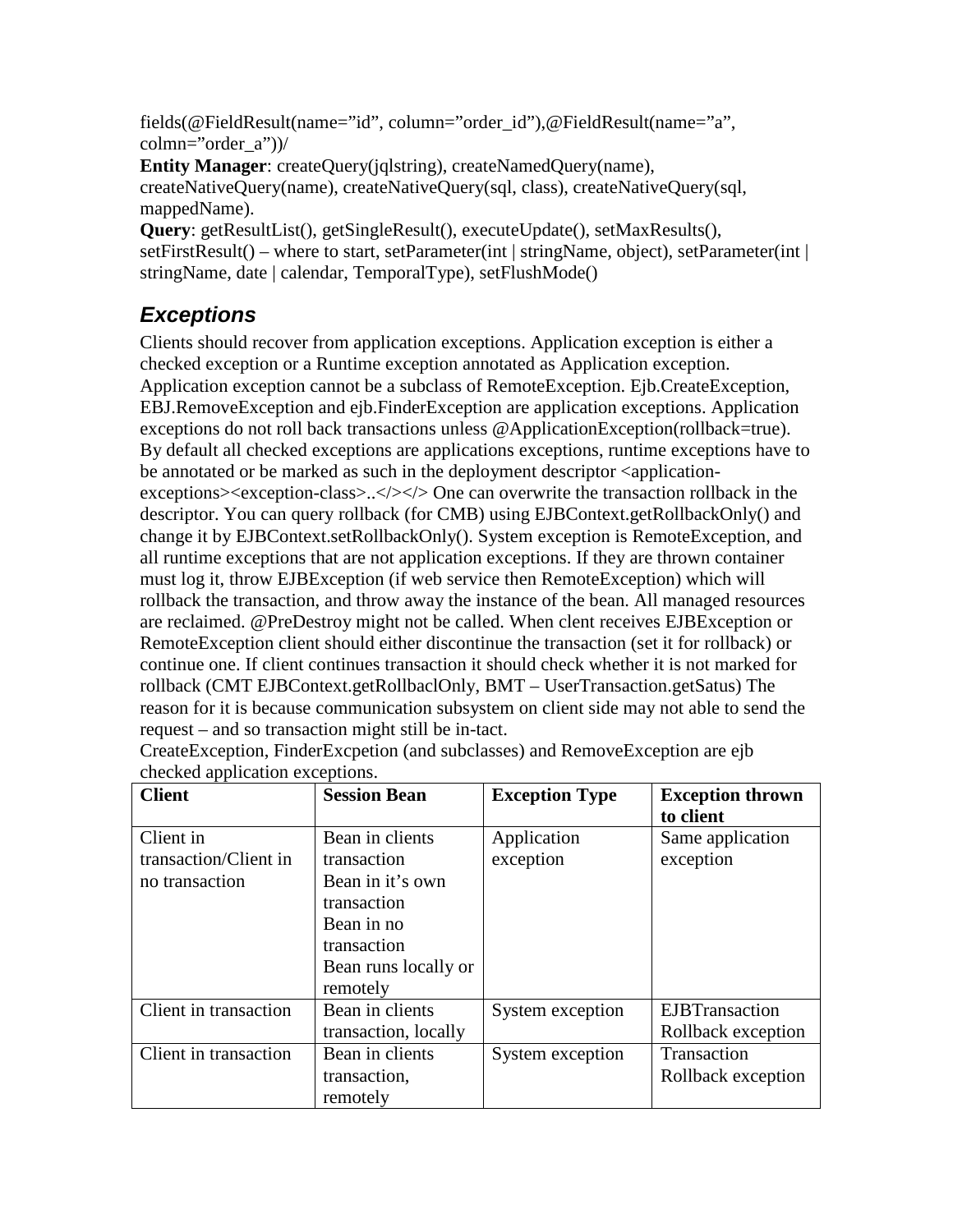fields(@FieldResult(name="id", column="order_id"),@FieldResult(name="a", colmn="order_a"))/

**Entity Manager**: createQuery(jqlstring), createNamedQuery(name), createNativeQuery(name), createNativeQuery(sql, class), createNativeQuery(sql, mappedName).

**Query**: getResultList(), getSingleResult(), executeUpdate(), setMaxResults(), setFirstResult() – where to start, setParameter(int | stringName, object), setParameter(int | stringName, date | calendar, TemporalType), setFlushMode()

## *Exceptions*

Clients should recover from application exceptions. Application exception is either a checked exception or a Runtime exception annotated as Application exception. Application exception cannot be a subclass of RemoteException. Ejb.CreateException, EBJ.RemoveException and ejb.FinderException are application exceptions. Application exceptions do not roll back transactions unless @ApplicationException(rollback=true). By default all checked exceptions are applications exceptions, runtime exceptions have to be annotated or be marked as such in the deployment descriptor <application-exceptions><exception-class>..</></> One can overwrite the transaction rollback in the descriptor. You can query rollback (for CMB) using EJBContext.getRollbackOnly() and change it by EJBContext.setRollbackOnly(). System exception is RemoteException, and all runtime exceptions that are not application exceptions. If they are thrown container must log it, throw EJBException (if web service then RemoteException) which will rollback the transaction, and throw away the instance of the bean. All managed resources are reclaimed. @PreDestroy might not be called. When clent receives EJBException or RemoteException client should either discontinue the transaction (set it for rollback) or continue one. If client continues transaction it should check whether it is not marked for rollback (CMT EJBContext.getRollbaclOnly, BMT – UserTransaction.getSatus) The reason for it is because communication subsystem on client side may not able to send the request – and so transaction might still be in-tact.

CreateException, FinderExcpetion (and subclasses) and RemoveException are ejb checked application exceptions.

| Client | Session Bean | Exception Type | Exception thrown to client |
|---|---|---|---|
| Client in transaction/Client in no transaction | Bean in clients transaction<br>Bean in it's own transaction<br>Bean in no transaction<br>Bean runs locally or remotely | Application exception | Same application exception |
| Client in transaction | Bean in clients transaction, locally | System exception | EJBTransaction Rollback exception |
| Client in transaction | Bean in clients transaction, remotely | System exception | Transaction Rollback exception |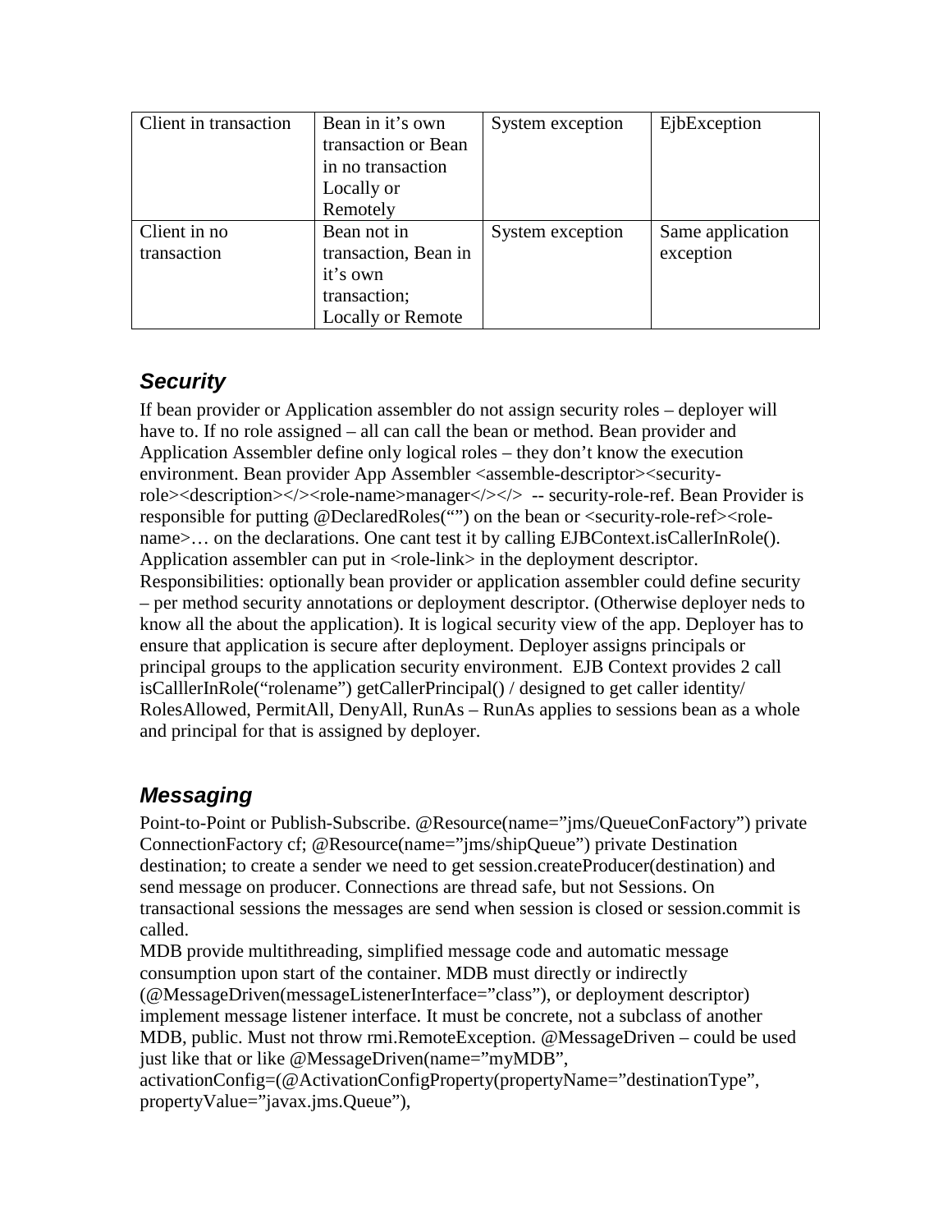| Client in transaction | Bean in it's own transaction or Bean in no transaction Locally or Remotely | System exception | EjbException |
|---|---|---|---|
| Client in no transaction | Bean not in transaction, Bean in it's own transaction; Locally or Remote | System exception | Same application exception |

## *Security*

If bean provider or Application assembler do not assign security roles – deployer will have to. If no role assigned – all can call the bean or method. Bean provider and Application Assembler define only logical roles – they don't know the execution environment. Bean provider App Assembler <assemble-descriptor><security-role><description></><role-name>manager</></> -- security-role-ref. Bean Provider is responsible for putting @DeclaredRoles("") on the bean or <security-role-ref><role-name>… on the declarations. One cant test it by calling EJBContext.isCallerInRole(). Application assembler can put in <role-link> in the deployment descriptor. Responsibilities: optionally bean provider or application assembler could define security – per method security annotations or deployment descriptor. (Otherwise deployer neds to know all the about the application). It is logical security view of the app. Deployer has to ensure that application is secure after deployment. Deployer assigns principals or principal groups to the application security environment. EJB Context provides 2 call isCalllerInRole("rolename") getCallerPrincipal() / designed to get caller identity/ RolesAllowed, PermitAll, DenyAll, RunAs – RunAs applies to sessions bean as a whole and principal for that is assigned by deployer.

## *Messaging*

Point-to-Point or Publish-Subscribe. @Resource(name="jms/QueueConFactory") private ConnectionFactory cf; @Resource(name="jms/shipQueue") private Destination destination; to create a sender we need to get session.createProducer(destination) and send message on producer. Connections are thread safe, but not Sessions. On transactional sessions the messages are send when session is closed or session.commit is called.

MDB provide multithreading, simplified message code and automatic message consumption upon start of the container. MDB must directly or indirectly (@MessageDriven(messageListenerInterface="class"), or deployment descriptor) implement message listener interface. It must be concrete, not a subclass of another MDB, public. Must not throw rmi.RemoteException. @MessageDriven – could be used just like that or like @MessageDriven(name="myMDB", activationConfig=(@ActivationConfigProperty(propertyName="destinationType", propertyValue="javax.jms.Queue"),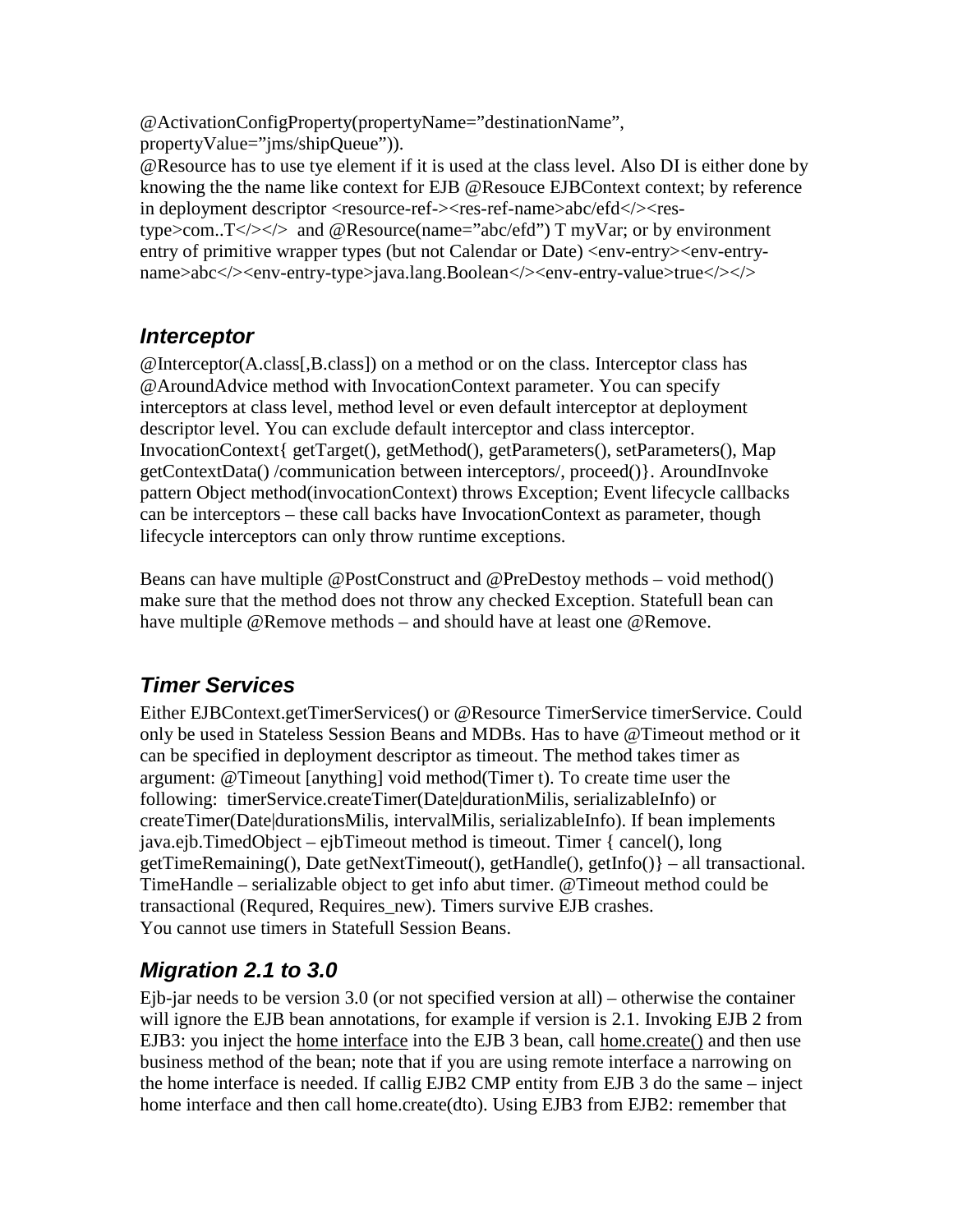@ActivationConfigProperty(propertyName="destinationName", propertyValue="jms/shipQueue")).
@Resource has to use tye element if it is used at the class level. Also DI is either done by knowing the the name like context for EJB @Resouce EJBContext context; by reference in deployment descriptor <resource-ref-><res-ref-name>abc/efd</><res-type>com..T</></> and @Resource(name="abc/efd") T myVar; or by environment entry of primitive wrapper types (but not Calendar or Date) <env-entry><env-entry-name>abc</><env-entry-type>java.lang.Boolean</><env-entry-value>true</></>

## *Interceptor*

@Interceptor(A.class[,B.class]) on a method or on the class. Interceptor class has @AroundAdvice method with InvocationContext parameter. You can specify interceptors at class level, method level or even default interceptor at deployment descriptor level. You can exclude default interceptor and class interceptor. InvocationContext{ getTarget(), getMethod(), getParameters(), setParameters(), Map getContextData() /communication between interceptors/, proceed()}. AroundInvoke pattern Object method(invocationContext) throws Exception; Event lifecycle callbacks can be interceptors – these call backs have InvocationContext as parameter, though lifecycle interceptors can only throw runtime exceptions.

Beans can have multiple @PostConstruct and @PreDestoy methods – void method() make sure that the method does not throw any checked Exception. Statefull bean can have multiple @Remove methods – and should have at least one @Remove.

## *Timer Services*

Either EJBContext.getTimerServices() or @Resource TimerService timerService. Could only be used in Stateless Session Beans and MDBs. Has to have @Timeout method or it can be specified in deployment descriptor as timeout. The method takes timer as argument: @Timeout [anything] void method(Timer t). To create time user the following: timerService.createTimer(Date|durationMilis, serializableInfo) or createTimer(Date|durationsMilis, intervalMilis, serializableInfo). If bean implements java.ejb.TimedObject – ejbTimeout method is timeout. Timer { cancel(), long getTimeRemaining(), Date getNextTimeout(), getHandle(), getInfo()} – all transactional. TimeHandle – serializable object to get info abut timer. @Timeout method could be transactional (Requred, Requires_new). Timers survive EJB crashes.
You cannot use timers in Statefull Session Beans.

## *Migration 2.1 to 3.0*

Ejb-jar needs to be version 3.0 (or not specified version at all) – otherwise the container will ignore the EJB bean annotations, for example if version is 2.1. Invoking EJB 2 from EJB3: you inject the home interface into the EJB 3 bean, call home.create() and then use business method of the bean; note that if you are using remote interface a narrowing on the home interface is needed. If callig EJB2 CMP entity from EJB 3 do the same – inject home interface and then call home.create(dto). Using EJB3 from EJB2: remember that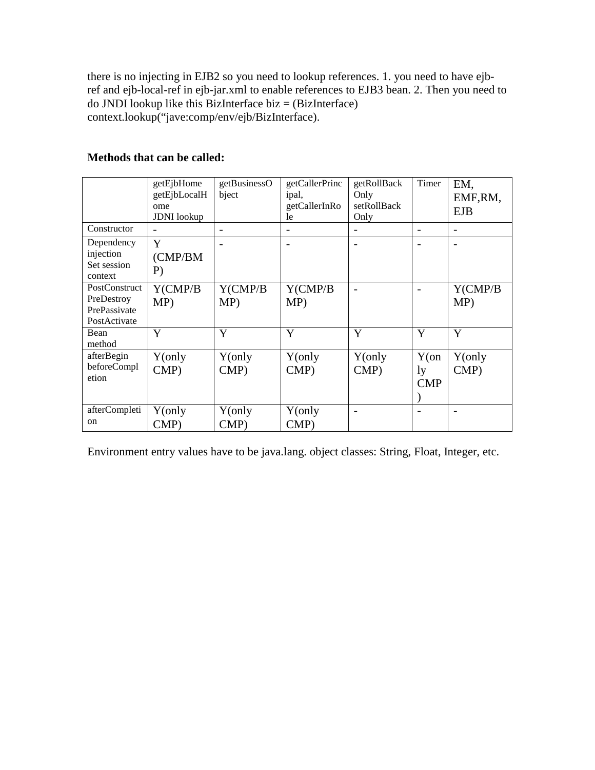there is no injecting in EJB2 so you need to lookup references. 1. you need to have ejb-ref and ejb-local-ref in ejb-jar.xml to enable references to EJB3 bean. 2. Then you need to do JNDI lookup like this BizInterface biz = (BizInterface) context.lookup(“jave:comp/env/ejb/BizInterface).

**Methods that can be called:**

| | getEjbHome getEjbLocalHome JDNI lookup | getBusinessObject | getCallerPrincipal, getCallerInRole | getRollBackOnly setRollBackOnly | Timer | EM, EMF,RM, EJB |
|---|---|---|---|---|---|---|
| Constructor | - | - | - | - | - | - |
| Dependency injection Set session context | Y (CMP/BMP) | - | - | - | - | - |
| PostConstruct PreDestroy PrePassivate PostActivate | Y(CMP/BMP) | Y(CMP/BMP) | Y(CMP/BMP) | - | - | Y(CMP/BMP) |
| Bean method | Y | Y | Y | Y | Y | Y |
| afterBegin beforeCompletion | Y(only CMP) | Y(only CMP) | Y(only CMP) | Y(only CMP) | Y(only CMP) | Y(only CMP) |
| afterCompletion | Y(only CMP) | Y(only CMP) | Y(only CMP) | - | - | - |

Environment entry values have to be java.lang. object classes: String, Float, Integer, etc.